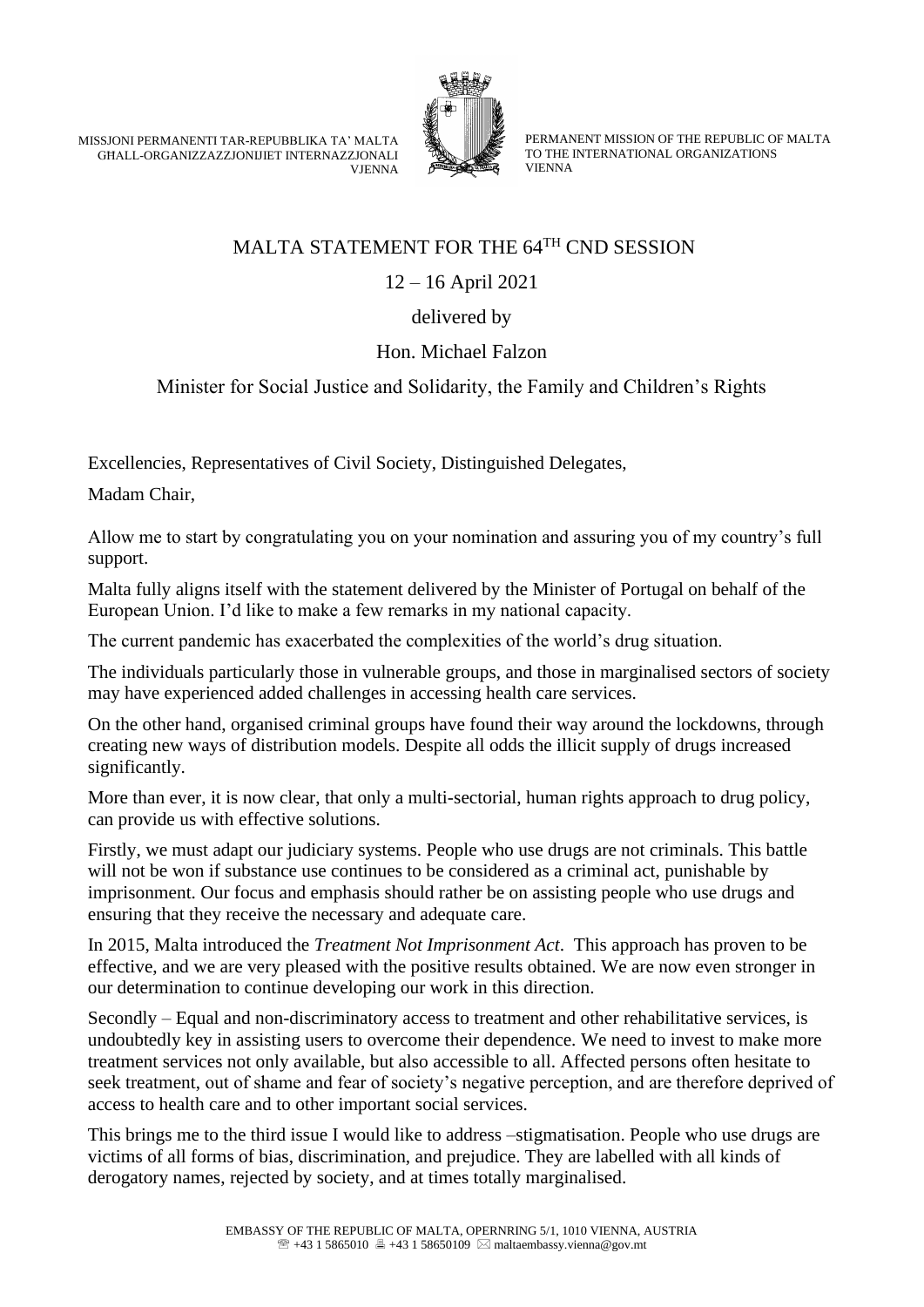MISSJONI PERMANENTI TAR-REPUBBLIKA TA' MALTA
GĦALL-ORGANIZZAZZJONIJIET INTERNAZZJONALI
VJENNA

PERMANENT MISSION OF THE REPUBLIC OF MALTA
TO THE INTERNATIONAL ORGANIZATIONS
VIENNA

# MALTA STATEMENT FOR THE 64TH CND SESSION

12 – 16 April 2021

delivered by

Hon. Michael Falzon

Minister for Social Justice and Solidarity, the Family and Children's Rights

Excellencies, Representatives of Civil Society, Distinguished Delegates,

Madam Chair,

Allow me to start by congratulating you on your nomination and assuring you of my country's full support.

Malta fully aligns itself with the statement delivered by the Minister of Portugal on behalf of the European Union. I'd like to make a few remarks in my national capacity.

The current pandemic has exacerbated the complexities of the world's drug situation.

The individuals particularly those in vulnerable groups, and those in marginalised sectors of society may have experienced added challenges in accessing health care services.

On the other hand, organised criminal groups have found their way around the lockdowns, through creating new ways of distribution models. Despite all odds the illicit supply of drugs increased significantly.

More than ever, it is now clear, that only a multi-sectorial, human rights approach to drug policy, can provide us with effective solutions.

Firstly, we must adapt our judiciary systems. People who use drugs are not criminals. This battle will not be won if substance use continues to be considered as a criminal act, punishable by imprisonment. Our focus and emphasis should rather be on assisting people who use drugs and ensuring that they receive the necessary and adequate care.

In 2015, Malta introduced the *Treatment Not Imprisonment Act*. This approach has proven to be effective, and we are very pleased with the positive results obtained. We are now even stronger in our determination to continue developing our work in this direction.

Secondly – Equal and non-discriminatory access to treatment and other rehabilitative services, is undoubtedly key in assisting users to overcome their dependence. We need to invest to make more treatment services not only available, but also accessible to all. Affected persons often hesitate to seek treatment, out of shame and fear of society's negative perception, and are therefore deprived of access to health care and to other important social services.

This brings me to the third issue I would like to address –stigmatisation. People who use drugs are victims of all forms of bias, discrimination, and prejudice. They are labelled with all kinds of derogatory names, rejected by society, and at times totally marginalised.

EMBASSY OF THE REPUBLIC OF MALTA, OPERNRING 5/1, 1010 VIENNA, AUSTRIA
☏ +43 1 5865010 🖷 +43 1 58650109 ✉ maltaembassy.vienna@gov.mt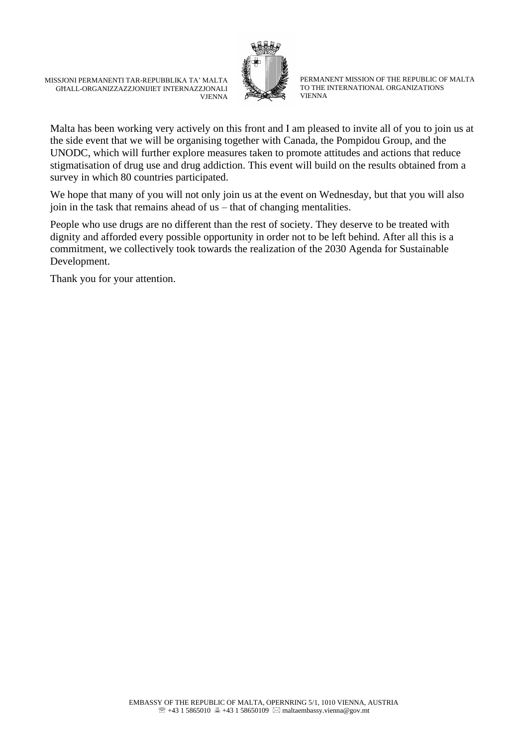Malta has been working very actively on this front and I am pleased to invite all of you to join us at the side event that we will be organising together with Canada, the Pompidou Group, and the UNODC, which will further explore measures taken to promote attitudes and actions that reduce stigmatisation of drug use and drug addiction. This event will build on the results obtained from a survey in which 80 countries participated.

We hope that many of you will not only join us at the event on Wednesday, but that you will also join in the task that remains ahead of us – that of changing mentalities.

People who use drugs are no different than the rest of society. They deserve to be treated with dignity and afforded every possible opportunity in order not to be left behind. After all this is a commitment, we collectively took towards the realization of the 2030 Agenda for Sustainable Development.

Thank you for your attention.